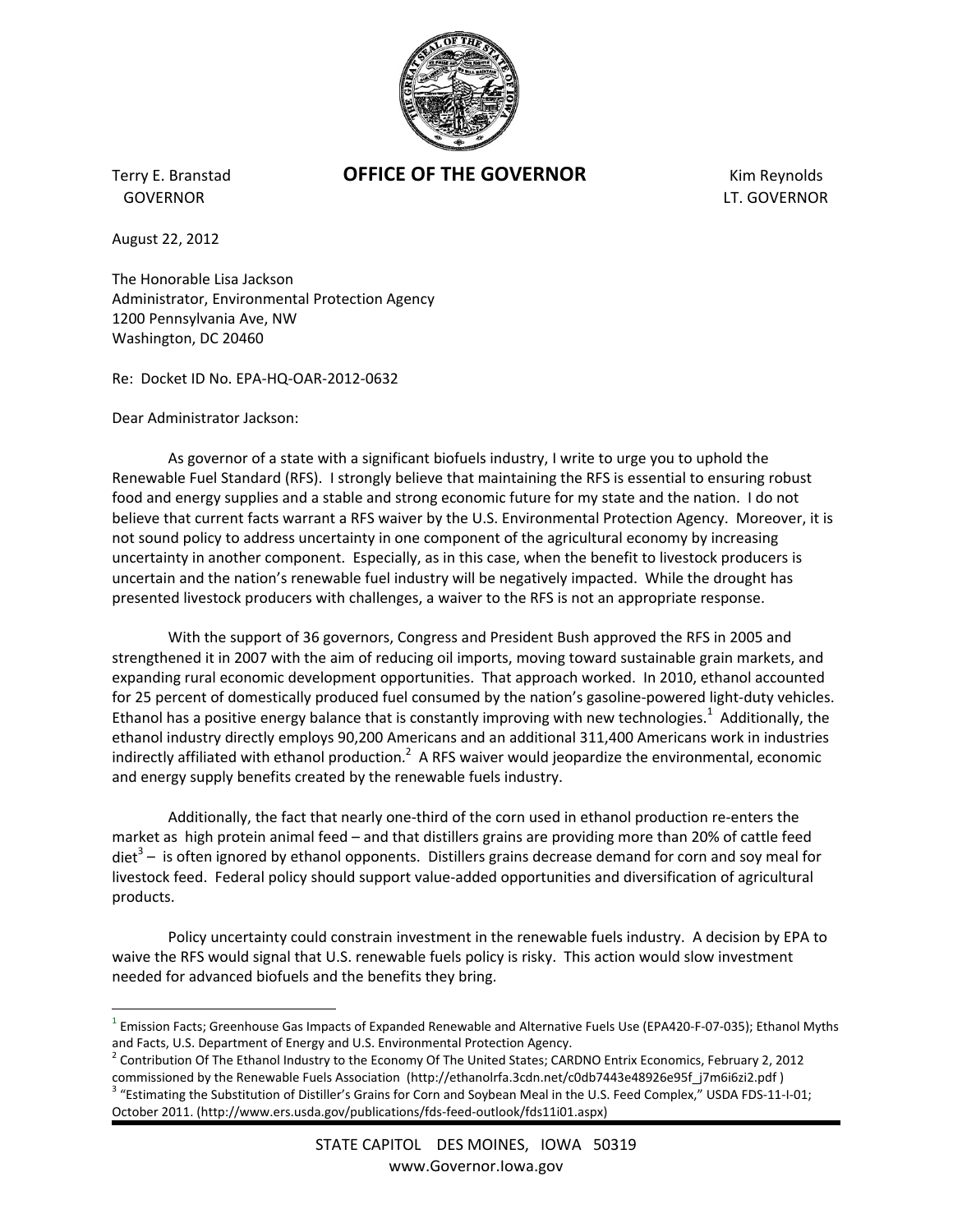Terry E. Branstad
GOVERNOR

**OFFICE OF THE GOVERNOR**

Kim Reynolds
LT. GOVERNOR

August 22, 2012

The Honorable Lisa Jackson
Administrator, Environmental Protection Agency
1200 Pennsylvania Ave, NW
Washington, DC 20460

Re: Docket ID No. EPA-HQ-OAR-2012-0632

Dear Administrator Jackson:

As governor of a state with a significant biofuels industry, I write to urge you to uphold the Renewable Fuel Standard (RFS). I strongly believe that maintaining the RFS is essential to ensuring robust food and energy supplies and a stable and strong economic future for my state and the nation. I do not believe that current facts warrant a RFS waiver by the U.S. Environmental Protection Agency. Moreover, it is not sound policy to address uncertainty in one component of the agricultural economy by increasing uncertainty in another component. Especially, as in this case, when the benefit to livestock producers is uncertain and the nation's renewable fuel industry will be negatively impacted. While the drought has presented livestock producers with challenges, a waiver to the RFS is not an appropriate response.

With the support of 36 governors, Congress and President Bush approved the RFS in 2005 and strengthened it in 2007 with the aim of reducing oil imports, moving toward sustainable grain markets, and expanding rural economic development opportunities. That approach worked. In 2010, ethanol accounted for 25 percent of domestically produced fuel consumed by the nation's gasoline-powered light-duty vehicles. Ethanol has a positive energy balance that is constantly improving with new technologies.[1] Additionally, the ethanol industry directly employs 90,200 Americans and an additional 311,400 Americans work in industries indirectly affiliated with ethanol production.[2] A RFS waiver would jeopardize the environmental, economic and energy supply benefits created by the renewable fuels industry.

Additionally, the fact that nearly one-third of the corn used in ethanol production re-enters the market as high protein animal feed – and that distillers grains are providing more than 20% of cattle feed diet[3] – is often ignored by ethanol opponents. Distillers grains decrease demand for corn and soy meal for livestock feed. Federal policy should support value-added opportunities and diversification of agricultural products.

Policy uncertainty could constrain investment in the renewable fuels industry. A decision by EPA to waive the RFS would signal that U.S. renewable fuels policy is risky. This action would slow investment needed for advanced biofuels and the benefits they bring.

---

[1] Emission Facts; Greenhouse Gas Impacts of Expanded Renewable and Alternative Fuels Use (EPA420-F-07-035); Ethanol Myths and Facts, U.S. Department of Energy and U.S. Environmental Protection Agency.

[2] Contribution Of The Ethanol Industry to the Economy Of The United States; CARDNO Entrix Economics, February 2, 2012 commissioned by the Renewable Fuels Association (http://ethanolrfa.3cdn.net/c0db7443e48926e95f_j7m6i6zi2.pdf )

[3] "Estimating the Substitution of Distiller's Grains for Corn and Soybean Meal in the U.S. Feed Complex," USDA FDS-11-I-01; October 2011. (http://www.ers.usda.gov/publications/fds-feed-outlook/fds11i01.aspx)

STATE CAPITOL DES MOINES, IOWA 50319
www.Governor.Iowa.gov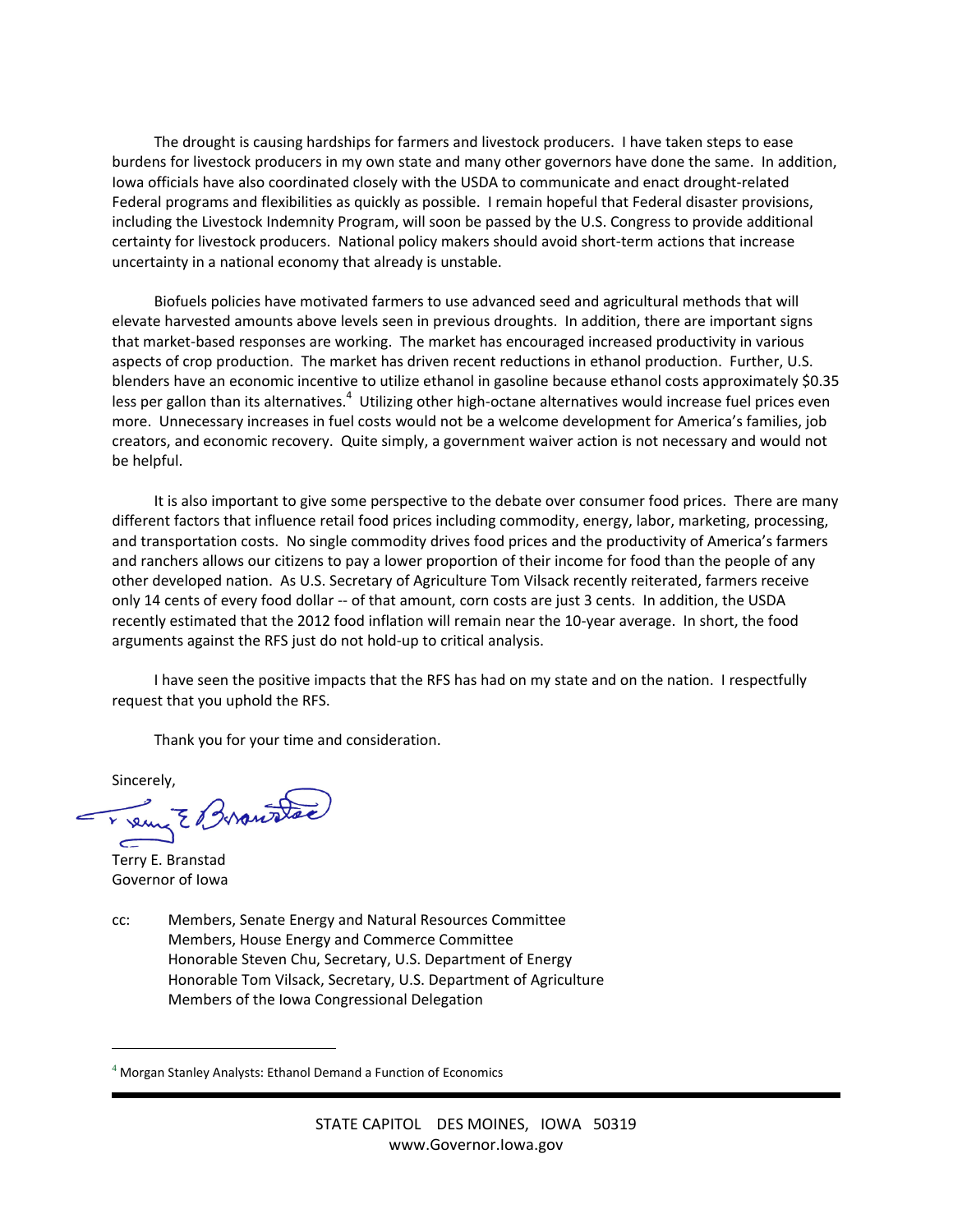The drought is causing hardships for farmers and livestock producers. I have taken steps to ease burdens for livestock producers in my own state and many other governors have done the same. In addition, Iowa officials have also coordinated closely with the USDA to communicate and enact drought-related Federal programs and flexibilities as quickly as possible. I remain hopeful that Federal disaster provisions, including the Livestock Indemnity Program, will soon be passed by the U.S. Congress to provide additional certainty for livestock producers. National policy makers should avoid short-term actions that increase uncertainty in a national economy that already is unstable.

Biofuels policies have motivated farmers to use advanced seed and agricultural methods that will elevate harvested amounts above levels seen in previous droughts. In addition, there are important signs that market-based responses are working. The market has encouraged increased productivity in various aspects of crop production. The market has driven recent reductions in ethanol production. Further, U.S. blenders have an economic incentive to utilize ethanol in gasoline because ethanol costs approximately $0.35 less per gallon than its alternatives.[4] Utilizing other high-octane alternatives would increase fuel prices even more. Unnecessary increases in fuel costs would not be a welcome development for America's families, job creators, and economic recovery. Quite simply, a government waiver action is not necessary and would not be helpful.

It is also important to give some perspective to the debate over consumer food prices. There are many different factors that influence retail food prices including commodity, energy, labor, marketing, processing, and transportation costs. No single commodity drives food prices and the productivity of America's farmers and ranchers allows our citizens to pay a lower proportion of their income for food than the people of any other developed nation. As U.S. Secretary of Agriculture Tom Vilsack recently reiterated, farmers receive only 14 cents of every food dollar -- of that amount, corn costs are just 3 cents. In addition, the USDA recently estimated that the 2012 food inflation will remain near the 10-year average. In short, the food arguments against the RFS just do not hold-up to critical analysis.

I have seen the positive impacts that the RFS has had on my state and on the nation. I respectfully request that you uphold the RFS.

Thank you for your time and consideration.

Sincerely,

Terry E. Branstad
Governor of Iowa

cc: Members, Senate Energy and Natural Resources Committee
Members, House Energy and Commerce Committee
Honorable Steven Chu, Secretary, U.S. Department of Energy
Honorable Tom Vilsack, Secretary, U.S. Department of Agriculture
Members of the Iowa Congressional Delegation

[4] Morgan Stanley Analysts: Ethanol Demand a Function of Economics

STATE CAPITOL DES MOINES, IOWA 50319
www.Governor.Iowa.gov